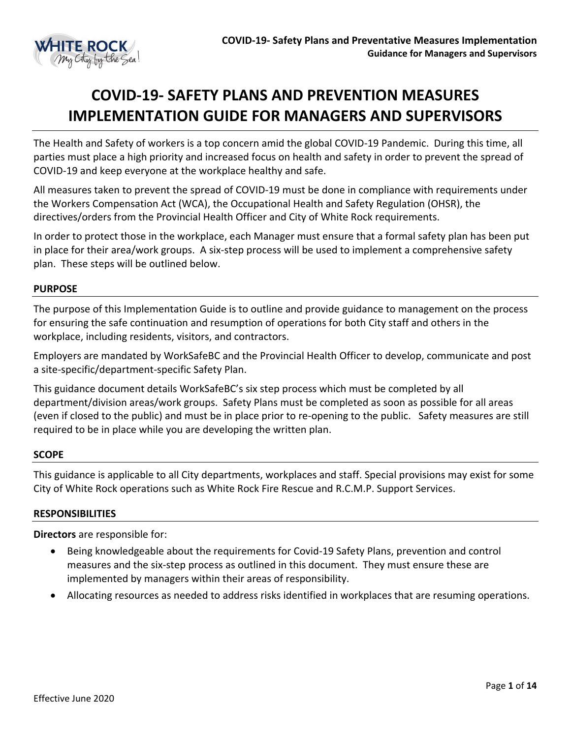# COVID-19- SAFETY PLANS AND PREVENTION MEASURES IMPLEMENTATION GUIDE FOR MANAGERS AND SUPERVISORS

The Health and Safety of workers is a top concern amid the global COVID-19 Pandemic. During this time, all parties must place a high priority and increased focus on health and safety in order to prevent the spread of COVID-19 and keep everyone at the workplace healthy and safe.

All measures taken to prevent the spread of COVID-19 must be done in compliance with requirements under the Workers Compensation Act (WCA), the Occupational Health and Safety Regulation (OHSR), the directives/orders from the Provincial Health Officer and City of White Rock requirements.

In order to protect those in the workplace, each Manager must ensure that a formal safety plan has been put in place for their area/work groups. A six-step process will be used to implement a comprehensive safety plan. These steps will be outlined below.

## PURPOSE

The purpose of this Implementation Guide is to outline and provide guidance to management on the process for ensuring the safe continuation and resumption of operations for both City staff and others in the workplace, including residents, visitors, and contractors.

Employers are mandated by WorkSafeBC and the Provincial Health Officer to develop, communicate and post a site-specific/department-specific Safety Plan.

This guidance document details WorkSafeBC's six step process which must be completed by all department/division areas/work groups. Safety Plans must be completed as soon as possible for all areas (even if closed to the public) and must be in place prior to re-opening to the public. Safety measures are still required to be in place while you are developing the written plan.

## SCOPE

This guidance is applicable to all City departments, workplaces and staff. Special provisions may exist for some City of White Rock operations such as White Rock Fire Rescue and R.C.M.P. Support Services.

## RESPONSIBILITIES

**Directors** are responsible for:

- Being knowledgeable about the requirements for Covid-19 Safety Plans, prevention and control measures and the six-step process as outlined in this document. They must ensure these are implemented by managers within their areas of responsibility.
- Allocating resources as needed to address risks identified in workplaces that are resuming operations.

Effective June 2020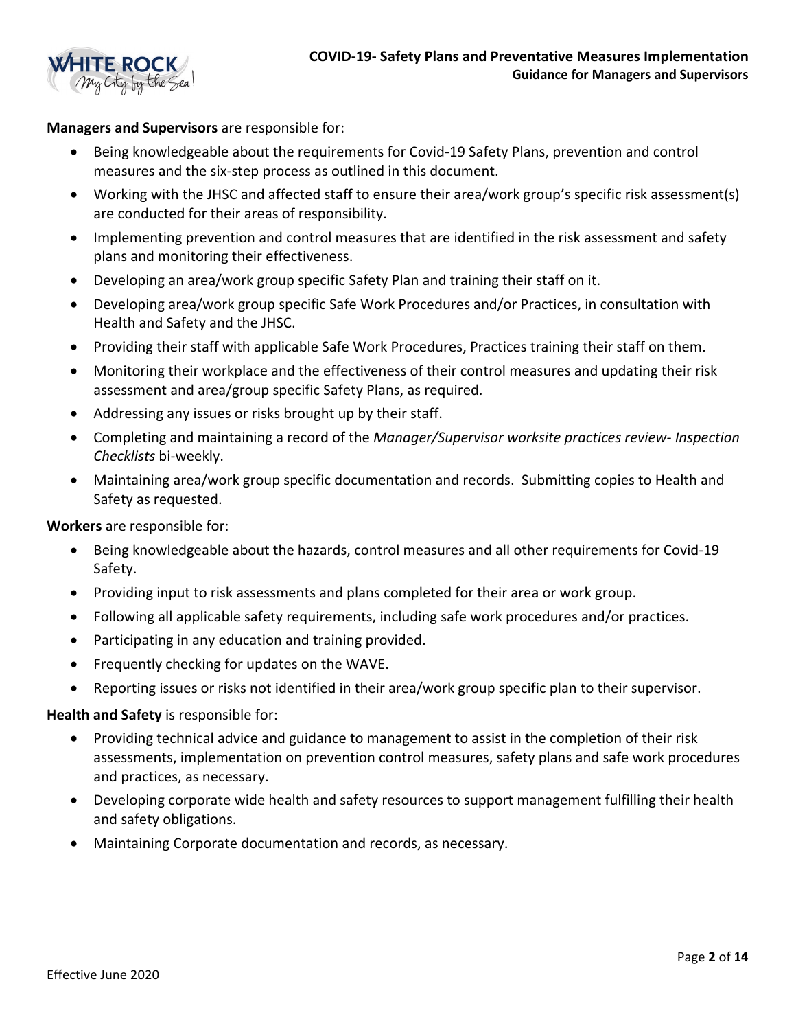**Managers and Supervisors** are responsible for:

- Being knowledgeable about the requirements for Covid-19 Safety Plans, prevention and control measures and the six-step process as outlined in this document.
- Working with the JHSC and affected staff to ensure their area/work group's specific risk assessment(s) are conducted for their areas of responsibility.
- Implementing prevention and control measures that are identified in the risk assessment and safety plans and monitoring their effectiveness.
- Developing an area/work group specific Safety Plan and training their staff on it.
- Developing area/work group specific Safe Work Procedures and/or Practices, in consultation with Health and Safety and the JHSC.
- Providing their staff with applicable Safe Work Procedures, Practices training their staff on them.
- Monitoring their workplace and the effectiveness of their control measures and updating their risk assessment and area/group specific Safety Plans, as required.
- Addressing any issues or risks brought up by their staff.
- Completing and maintaining a record of the *Manager/Supervisor worksite practices review- Inspection Checklists* bi-weekly.
- Maintaining area/work group specific documentation and records. Submitting copies to Health and Safety as requested.

**Workers** are responsible for:

- Being knowledgeable about the hazards, control measures and all other requirements for Covid-19 Safety.
- Providing input to risk assessments and plans completed for their area or work group.
- Following all applicable safety requirements, including safe work procedures and/or practices.
- Participating in any education and training provided.
- Frequently checking for updates on the WAVE.
- Reporting issues or risks not identified in their area/work group specific plan to their supervisor.

**Health and Safety** is responsible for:

- Providing technical advice and guidance to management to assist in the completion of their risk assessments, implementation on prevention control measures, safety plans and safe work procedures and practices, as necessary.
- Developing corporate wide health and safety resources to support management fulfilling their health and safety obligations.
- Maintaining Corporate documentation and records, as necessary.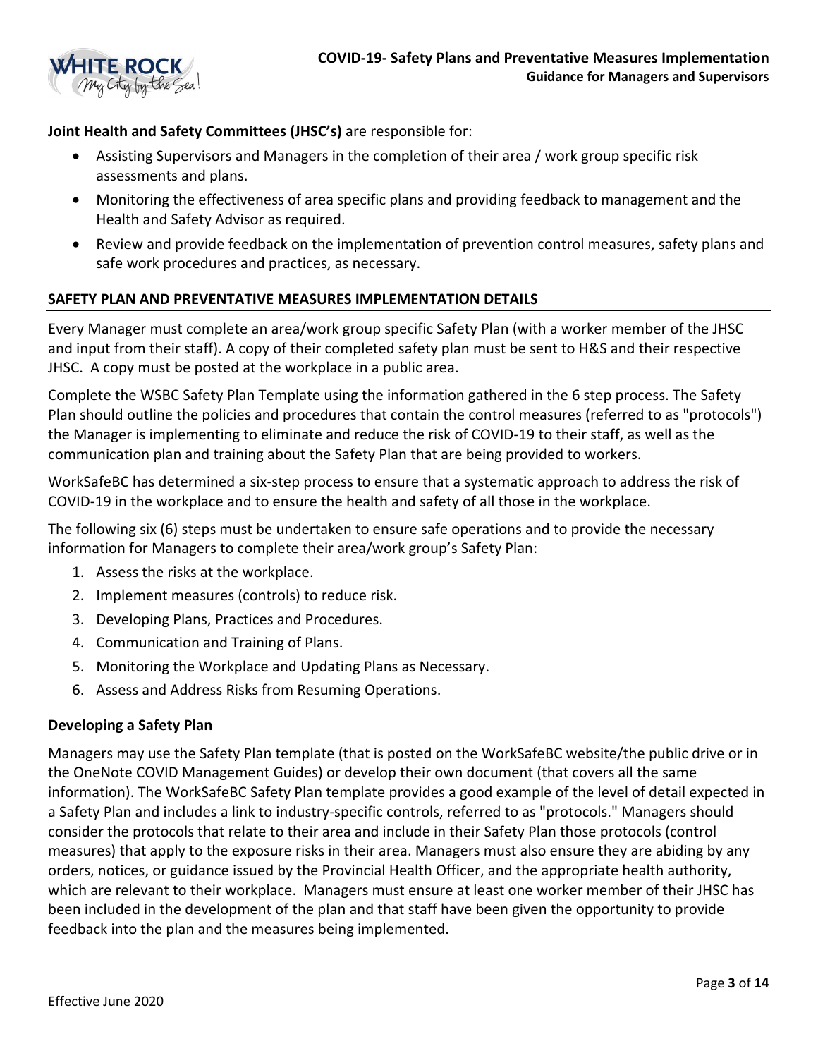**Joint Health and Safety Committees (JHSC's)** are responsible for:

- Assisting Supervisors and Managers in the completion of their area / work group specific risk assessments and plans.
- Monitoring the effectiveness of area specific plans and providing feedback to management and the Health and Safety Advisor as required.
- Review and provide feedback on the implementation of prevention control measures, safety plans and safe work procedures and practices, as necessary.

## SAFETY PLAN AND PREVENTATIVE MEASURES IMPLEMENTATION DETAILS

Every Manager must complete an area/work group specific Safety Plan (with a worker member of the JHSC and input from their staff). A copy of their completed safety plan must be sent to H&S and their respective JHSC. A copy must be posted at the workplace in a public area.

Complete the WSBC Safety Plan Template using the information gathered in the 6 step process. The Safety Plan should outline the policies and procedures that contain the control measures (referred to as "protocols") the Manager is implementing to eliminate and reduce the risk of COVID-19 to their staff, as well as the communication plan and training about the Safety Plan that are being provided to workers.

WorkSafeBC has determined a six-step process to ensure that a systematic approach to address the risk of COVID-19 in the workplace and to ensure the health and safety of all those in the workplace.

The following six (6) steps must be undertaken to ensure safe operations and to provide the necessary information for Managers to complete their area/work group's Safety Plan:

1. Assess the risks at the workplace.
2. Implement measures (controls) to reduce risk.
3. Developing Plans, Practices and Procedures.
4. Communication and Training of Plans.
5. Monitoring the Workplace and Updating Plans as Necessary.
6. Assess and Address Risks from Resuming Operations.

### Developing a Safety Plan

Managers may use the Safety Plan template (that is posted on the WorkSafeBC website/the public drive or in the OneNote COVID Management Guides) or develop their own document (that covers all the same information). The WorkSafeBC Safety Plan template provides a good example of the level of detail expected in a Safety Plan and includes a link to industry-specific controls, referred to as "protocols." Managers should consider the protocols that relate to their area and include in their Safety Plan those protocols (control measures) that apply to the exposure risks in their area. Managers must also ensure they are abiding by any orders, notices, or guidance issued by the Provincial Health Officer, and the appropriate health authority, which are relevant to their workplace. Managers must ensure at least one worker member of their JHSC has been included in the development of the plan and that staff have been given the opportunity to provide feedback into the plan and the measures being implemented.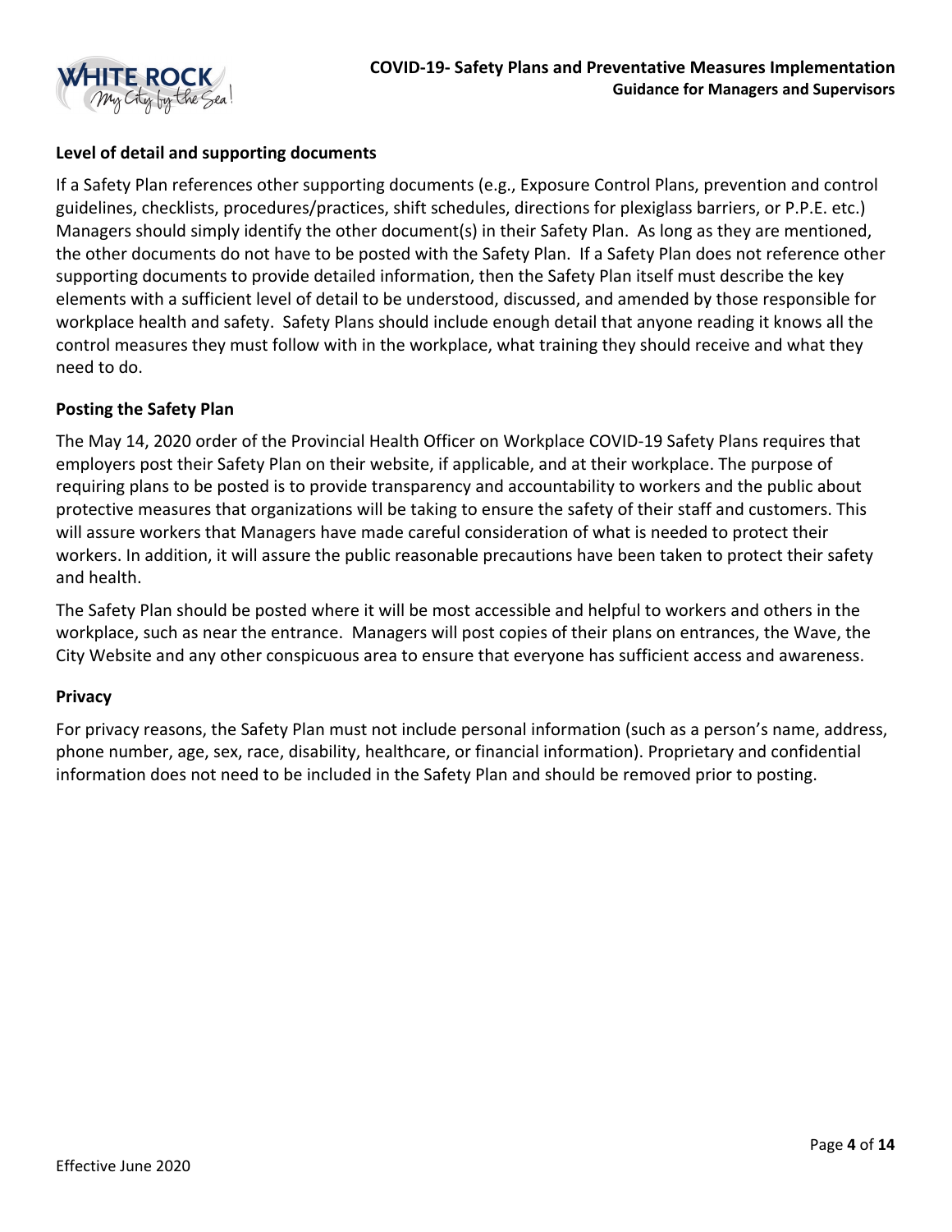### Level of detail and supporting documents

If a Safety Plan references other supporting documents (e.g., Exposure Control Plans, prevention and control guidelines, checklists, procedures/practices, shift schedules, directions for plexiglass barriers, or P.P.E. etc.) Managers should simply identify the other document(s) in their Safety Plan. As long as they are mentioned, the other documents do not have to be posted with the Safety Plan. If a Safety Plan does not reference other supporting documents to provide detailed information, then the Safety Plan itself must describe the key elements with a sufficient level of detail to be understood, discussed, and amended by those responsible for workplace health and safety. Safety Plans should include enough detail that anyone reading it knows all the control measures they must follow with in the workplace, what training they should receive and what they need to do.

### Posting the Safety Plan

The May 14, 2020 order of the Provincial Health Officer on Workplace COVID-19 Safety Plans requires that employers post their Safety Plan on their website, if applicable, and at their workplace. The purpose of requiring plans to be posted is to provide transparency and accountability to workers and the public about protective measures that organizations will be taking to ensure the safety of their staff and customers. This will assure workers that Managers have made careful consideration of what is needed to protect their workers. In addition, it will assure the public reasonable precautions have been taken to protect their safety and health.

The Safety Plan should be posted where it will be most accessible and helpful to workers and others in the workplace, such as near the entrance. Managers will post copies of their plans on entrances, the Wave, the City Website and any other conspicuous area to ensure that everyone has sufficient access and awareness.

### Privacy

For privacy reasons, the Safety Plan must not include personal information (such as a person's name, address, phone number, age, sex, race, disability, healthcare, or financial information). Proprietary and confidential information does not need to be included in the Safety Plan and should be removed prior to posting.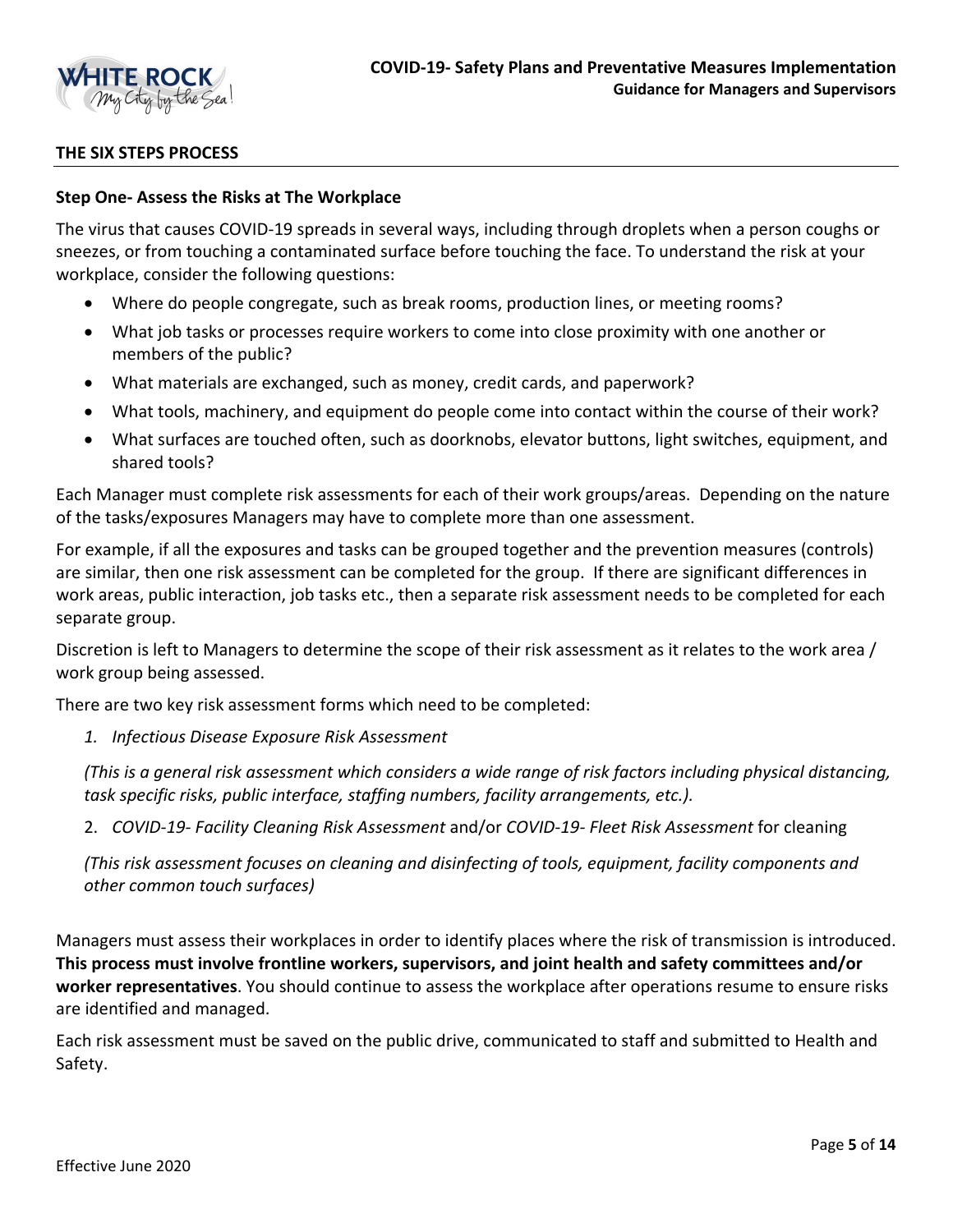## THE SIX STEPS PROCESS

### Step One- Assess the Risks at The Workplace

The virus that causes COVID-19 spreads in several ways, including through droplets when a person coughs or sneezes, or from touching a contaminated surface before touching the face. To understand the risk at your workplace, consider the following questions:

- Where do people congregate, such as break rooms, production lines, or meeting rooms?
- What job tasks or processes require workers to come into close proximity with one another or members of the public?
- What materials are exchanged, such as money, credit cards, and paperwork?
- What tools, machinery, and equipment do people come into contact within the course of their work?
- What surfaces are touched often, such as doorknobs, elevator buttons, light switches, equipment, and shared tools?

Each Manager must complete risk assessments for each of their work groups/areas. Depending on the nature of the tasks/exposures Managers may have to complete more than one assessment.

For example, if all the exposures and tasks can be grouped together and the prevention measures (controls) are similar, then one risk assessment can be completed for the group. If there are significant differences in work areas, public interaction, job tasks etc., then a separate risk assessment needs to be completed for each separate group.

Discretion is left to Managers to determine the scope of their risk assessment as it relates to the work area / work group being assessed.

There are two key risk assessment forms which need to be completed:

1. *Infectious Disease Exposure Risk Assessment*

   *(This is a general risk assessment which considers a wide range of risk factors including physical distancing, task specific risks, public interface, staffing numbers, facility arrangements, etc.).*

2. *COVID-19- Facility Cleaning Risk Assessment* and/or *COVID-19- Fleet Risk Assessment* for cleaning

   *(This risk assessment focuses on cleaning and disinfecting of tools, equipment, facility components and other common touch surfaces)*

Managers must assess their workplaces in order to identify places where the risk of transmission is introduced. **This process must involve frontline workers, supervisors, and joint health and safety committees and/or worker representatives**. You should continue to assess the workplace after operations resume to ensure risks are identified and managed.

Each risk assessment must be saved on the public drive, communicated to staff and submitted to Health and Safety.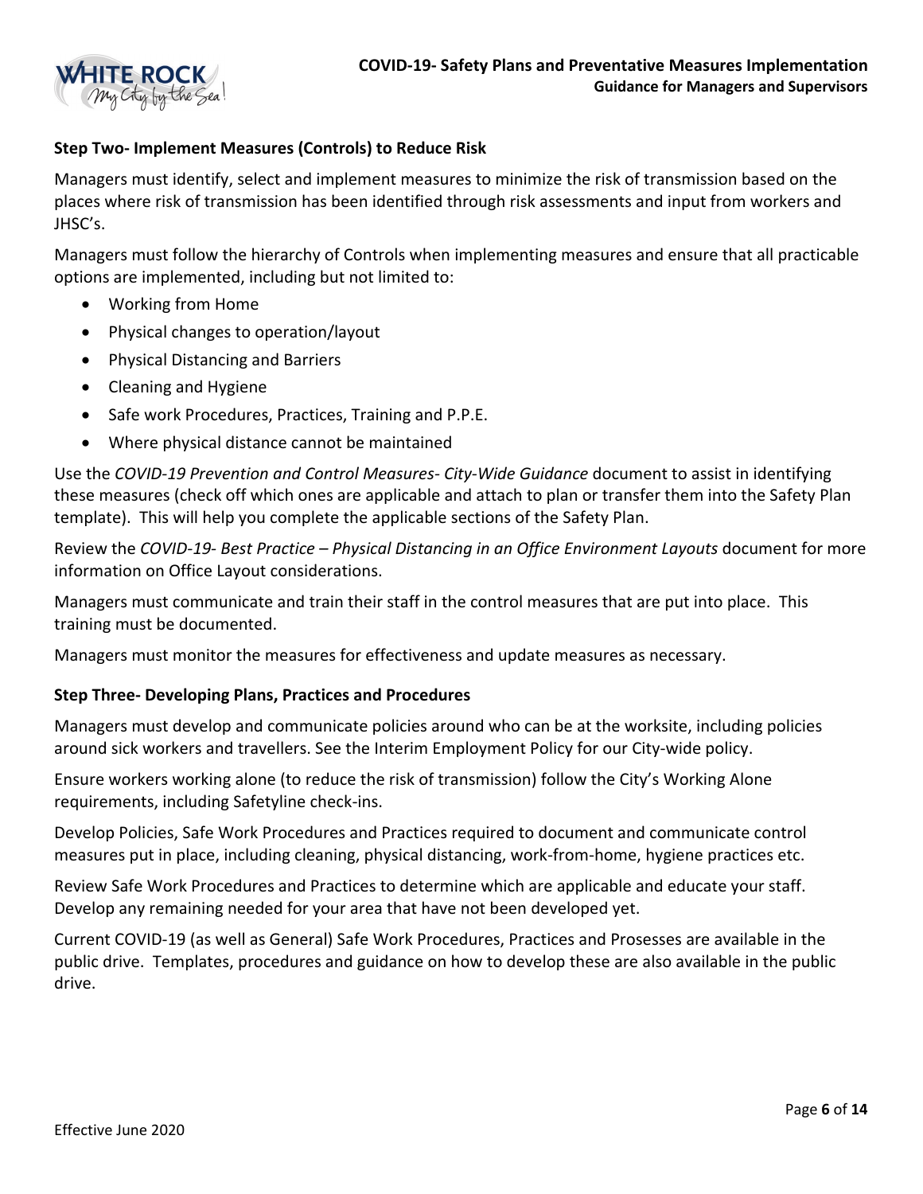### Step Two- Implement Measures (Controls) to Reduce Risk

Managers must identify, select and implement measures to minimize the risk of transmission based on the places where risk of transmission has been identified through risk assessments and input from workers and JHSC's.

Managers must follow the hierarchy of Controls when implementing measures and ensure that all practicable options are implemented, including but not limited to:

- Working from Home
- Physical changes to operation/layout
- Physical Distancing and Barriers
- Cleaning and Hygiene
- Safe work Procedures, Practices, Training and P.P.E.
- Where physical distance cannot be maintained

Use the *COVID-19 Prevention and Control Measures- City-Wide Guidance* document to assist in identifying these measures (check off which ones are applicable and attach to plan or transfer them into the Safety Plan template). This will help you complete the applicable sections of the Safety Plan.

Review the *COVID-19- Best Practice – Physical Distancing in an Office Environment Layouts* document for more information on Office Layout considerations.

Managers must communicate and train their staff in the control measures that are put into place. This training must be documented.

Managers must monitor the measures for effectiveness and update measures as necessary.

### Step Three- Developing Plans, Practices and Procedures

Managers must develop and communicate policies around who can be at the worksite, including policies around sick workers and travellers. See the Interim Employment Policy for our City-wide policy.

Ensure workers working alone (to reduce the risk of transmission) follow the City's Working Alone requirements, including Safetyline check-ins.

Develop Policies, Safe Work Procedures and Practices required to document and communicate control measures put in place, including cleaning, physical distancing, work-from-home, hygiene practices etc.

Review Safe Work Procedures and Practices to determine which are applicable and educate your staff. Develop any remaining needed for your area that have not been developed yet.

Current COVID-19 (as well as General) Safe Work Procedures, Practices and Prosesses are available in the public drive. Templates, procedures and guidance on how to develop these are also available in the public drive.

Effective June 2020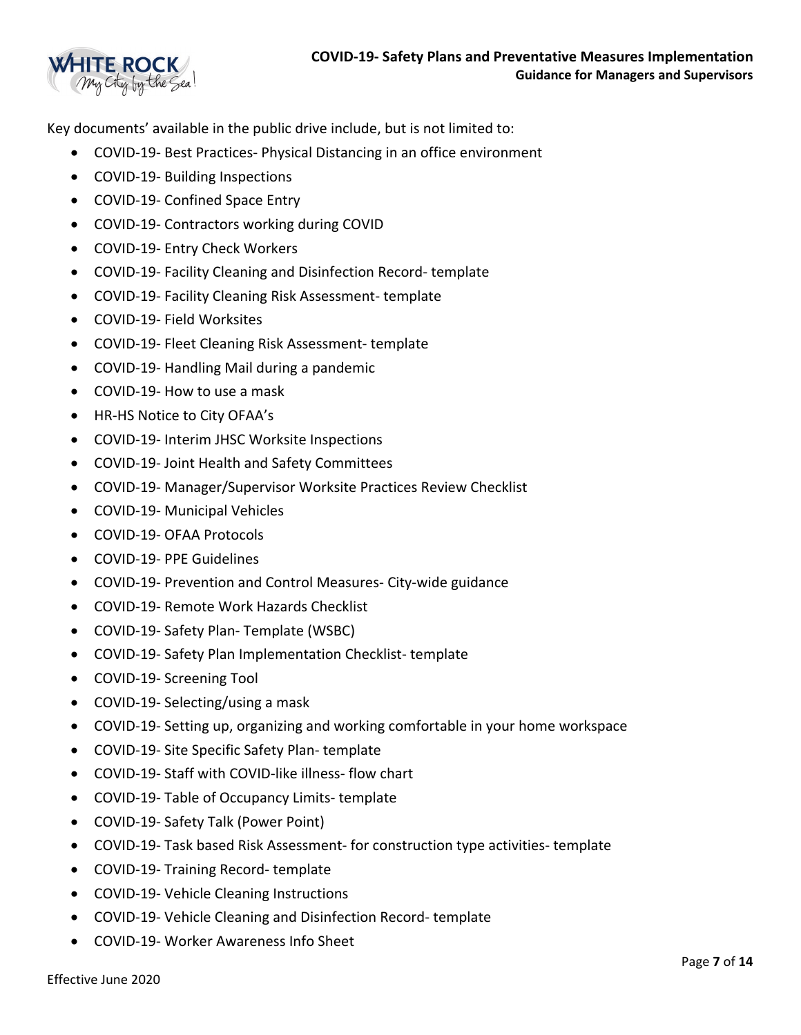Key documents' available in the public drive include, but is not limited to:

- COVID-19- Best Practices- Physical Distancing in an office environment
- COVID-19- Building Inspections
- COVID-19- Confined Space Entry
- COVID-19- Contractors working during COVID
- COVID-19- Entry Check Workers
- COVID-19- Facility Cleaning and Disinfection Record- template
- COVID-19- Facility Cleaning Risk Assessment- template
- COVID-19- Field Worksites
- COVID-19- Fleet Cleaning Risk Assessment- template
- COVID-19- Handling Mail during a pandemic
- COVID-19- How to use a mask
- HR-HS Notice to City OFAA's
- COVID-19- Interim JHSC Worksite Inspections
- COVID-19- Joint Health and Safety Committees
- COVID-19- Manager/Supervisor Worksite Practices Review Checklist
- COVID-19- Municipal Vehicles
- COVID-19- OFAA Protocols
- COVID-19- PPE Guidelines
- COVID-19- Prevention and Control Measures- City-wide guidance
- COVID-19- Remote Work Hazards Checklist
- COVID-19- Safety Plan- Template (WSBC)
- COVID-19- Safety Plan Implementation Checklist- template
- COVID-19- Screening Tool
- COVID-19- Selecting/using a mask
- COVID-19- Setting up, organizing and working comfortable in your home workspace
- COVID-19- Site Specific Safety Plan- template
- COVID-19- Staff with COVID-like illness- flow chart
- COVID-19- Table of Occupancy Limits- template
- COVID-19- Safety Talk (Power Point)
- COVID-19- Task based Risk Assessment- for construction type activities- template
- COVID-19- Training Record- template
- COVID-19- Vehicle Cleaning Instructions
- COVID-19- Vehicle Cleaning and Disinfection Record- template
- COVID-19- Worker Awareness Info Sheet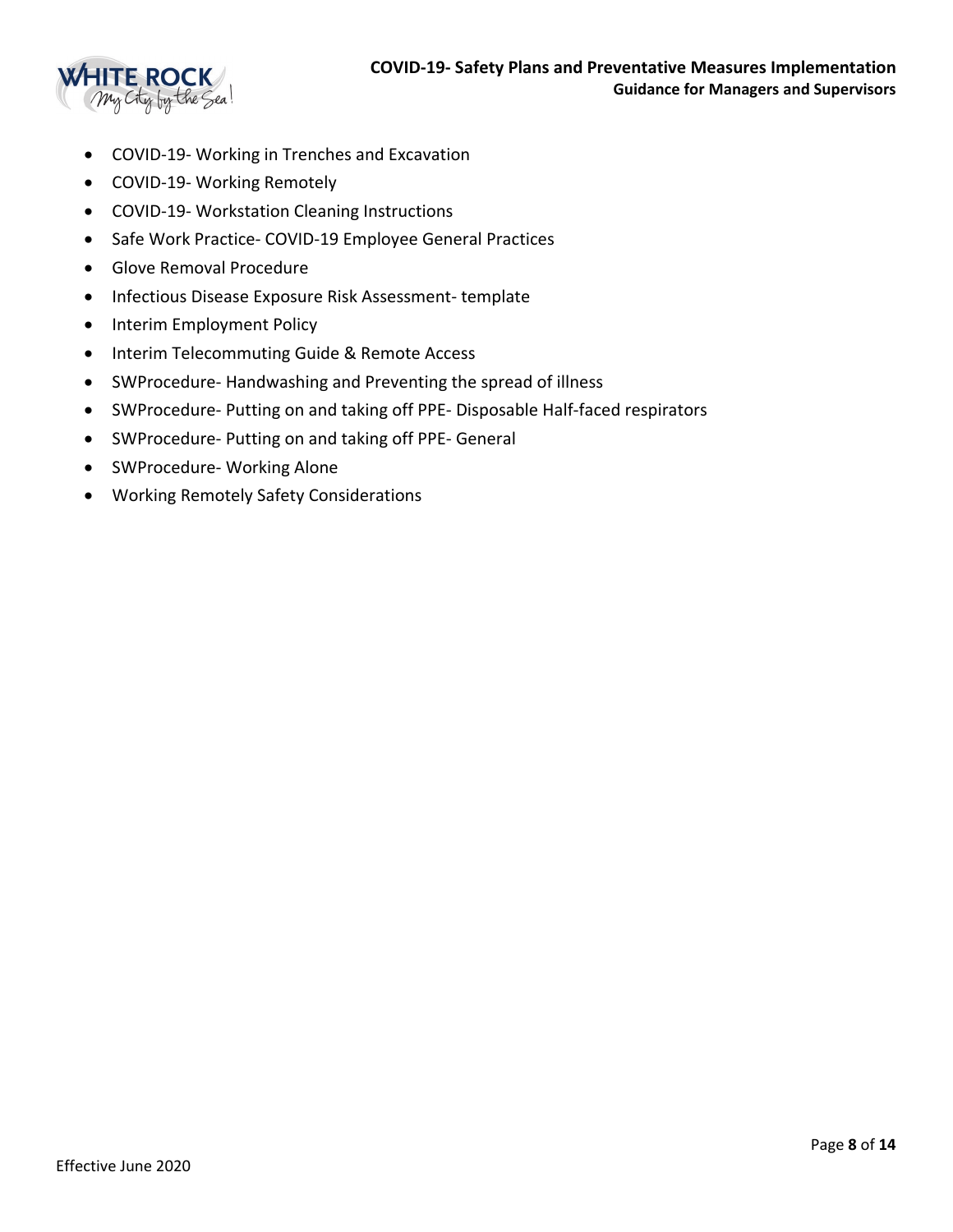- COVID-19- Working in Trenches and Excavation
- COVID-19- Working Remotely
- COVID-19- Workstation Cleaning Instructions
- Safe Work Practice- COVID-19 Employee General Practices
- Glove Removal Procedure
- Infectious Disease Exposure Risk Assessment- template
- Interim Employment Policy
- Interim Telecommuting Guide & Remote Access
- SWProcedure- Handwashing and Preventing the spread of illness
- SWProcedure- Putting on and taking off PPE- Disposable Half-faced respirators
- SWProcedure- Putting on and taking off PPE- General
- SWProcedure- Working Alone
- Working Remotely Safety Considerations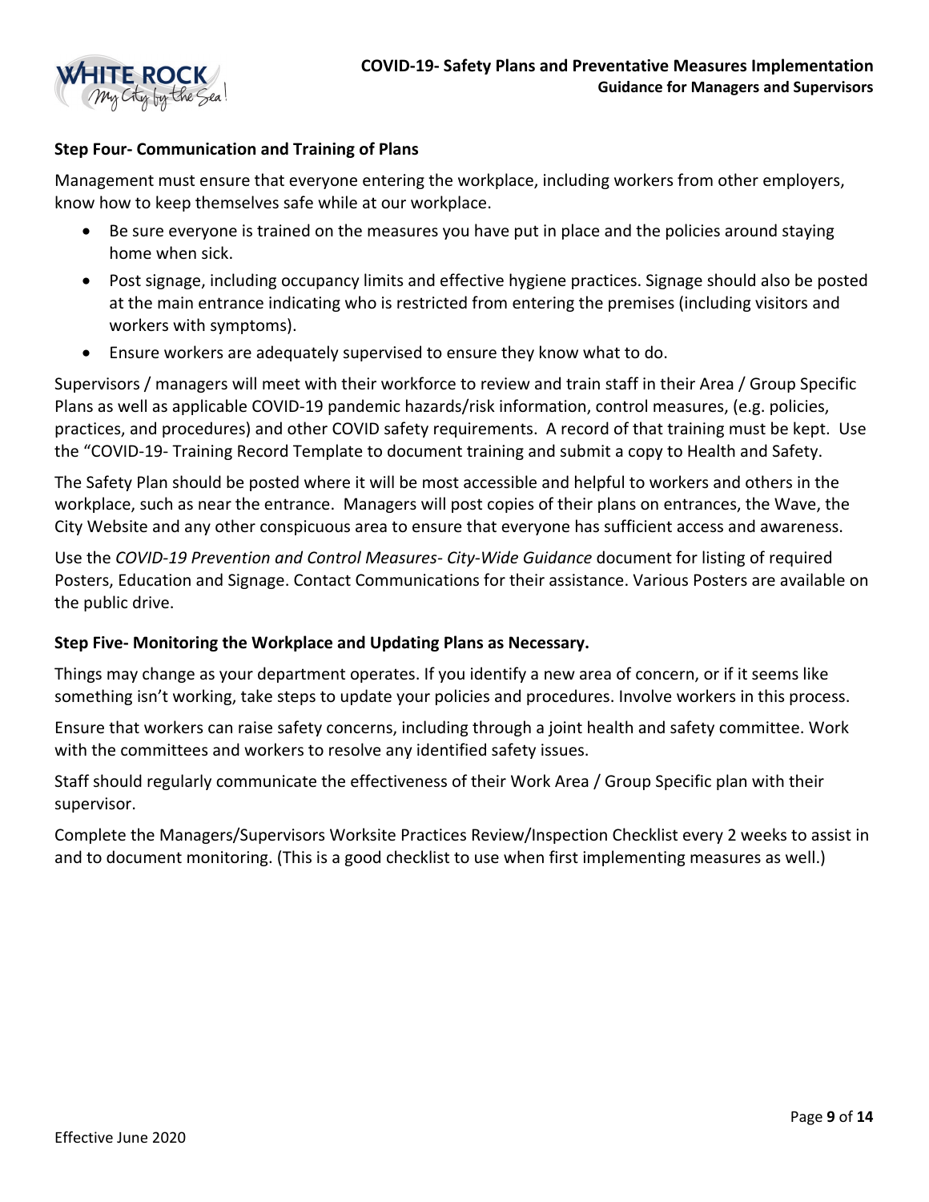### Step Four- Communication and Training of Plans

Management must ensure that everyone entering the workplace, including workers from other employers, know how to keep themselves safe while at our workplace.

- Be sure everyone is trained on the measures you have put in place and the policies around staying home when sick.
- Post signage, including occupancy limits and effective hygiene practices. Signage should also be posted at the main entrance indicating who is restricted from entering the premises (including visitors and workers with symptoms).
- Ensure workers are adequately supervised to ensure they know what to do.

Supervisors / managers will meet with their workforce to review and train staff in their Area / Group Specific Plans as well as applicable COVID-19 pandemic hazards/risk information, control measures, (e.g. policies, practices, and procedures) and other COVID safety requirements. A record of that training must be kept. Use the "COVID-19- Training Record Template to document training and submit a copy to Health and Safety.

The Safety Plan should be posted where it will be most accessible and helpful to workers and others in the workplace, such as near the entrance. Managers will post copies of their plans on entrances, the Wave, the City Website and any other conspicuous area to ensure that everyone has sufficient access and awareness.

Use the *COVID-19 Prevention and Control Measures- City-Wide Guidance* document for listing of required Posters, Education and Signage. Contact Communications for their assistance. Various Posters are available on the public drive.

### Step Five- Monitoring the Workplace and Updating Plans as Necessary.

Things may change as your department operates. If you identify a new area of concern, or if it seems like something isn't working, take steps to update your policies and procedures. Involve workers in this process.

Ensure that workers can raise safety concerns, including through a joint health and safety committee. Work with the committees and workers to resolve any identified safety issues.

Staff should regularly communicate the effectiveness of their Work Area / Group Specific plan with their supervisor.

Complete the Managers/Supervisors Worksite Practices Review/Inspection Checklist every 2 weeks to assist in and to document monitoring. (This is a good checklist to use when first implementing measures as well.)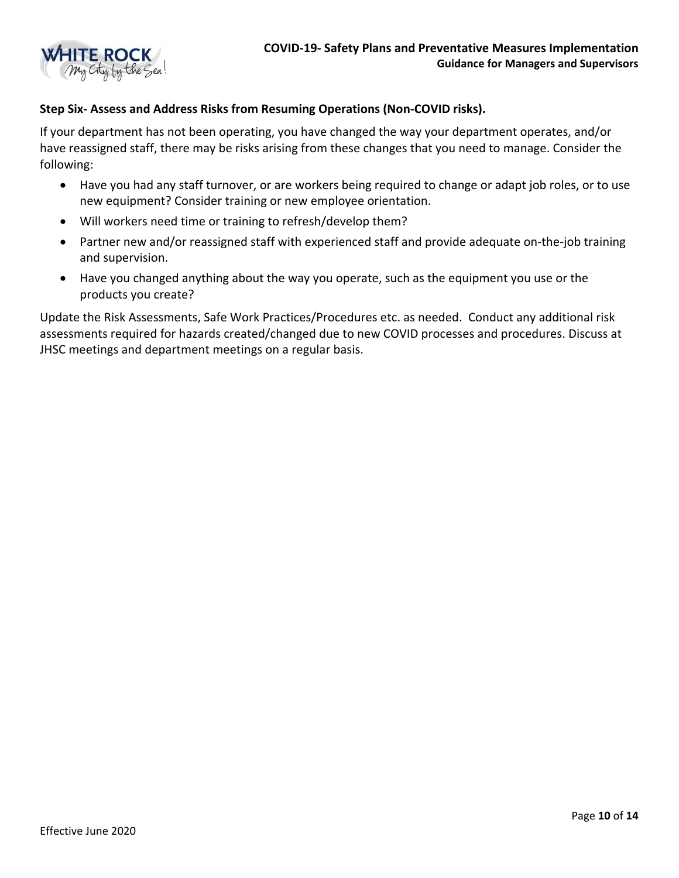**Step Six- Assess and Address Risks from Resuming Operations (Non-COVID risks).**

If your department has not been operating, you have changed the way your department operates, and/or have reassigned staff, there may be risks arising from these changes that you need to manage. Consider the following:

- Have you had any staff turnover, or are workers being required to change or adapt job roles, or to use new equipment? Consider training or new employee orientation.
- Will workers need time or training to refresh/develop them?
- Partner new and/or reassigned staff with experienced staff and provide adequate on-the-job training and supervision.
- Have you changed anything about the way you operate, such as the equipment you use or the products you create?

Update the Risk Assessments, Safe Work Practices/Procedures etc. as needed. Conduct any additional risk assessments required for hazards created/changed due to new COVID processes and procedures. Discuss at JHSC meetings and department meetings on a regular basis.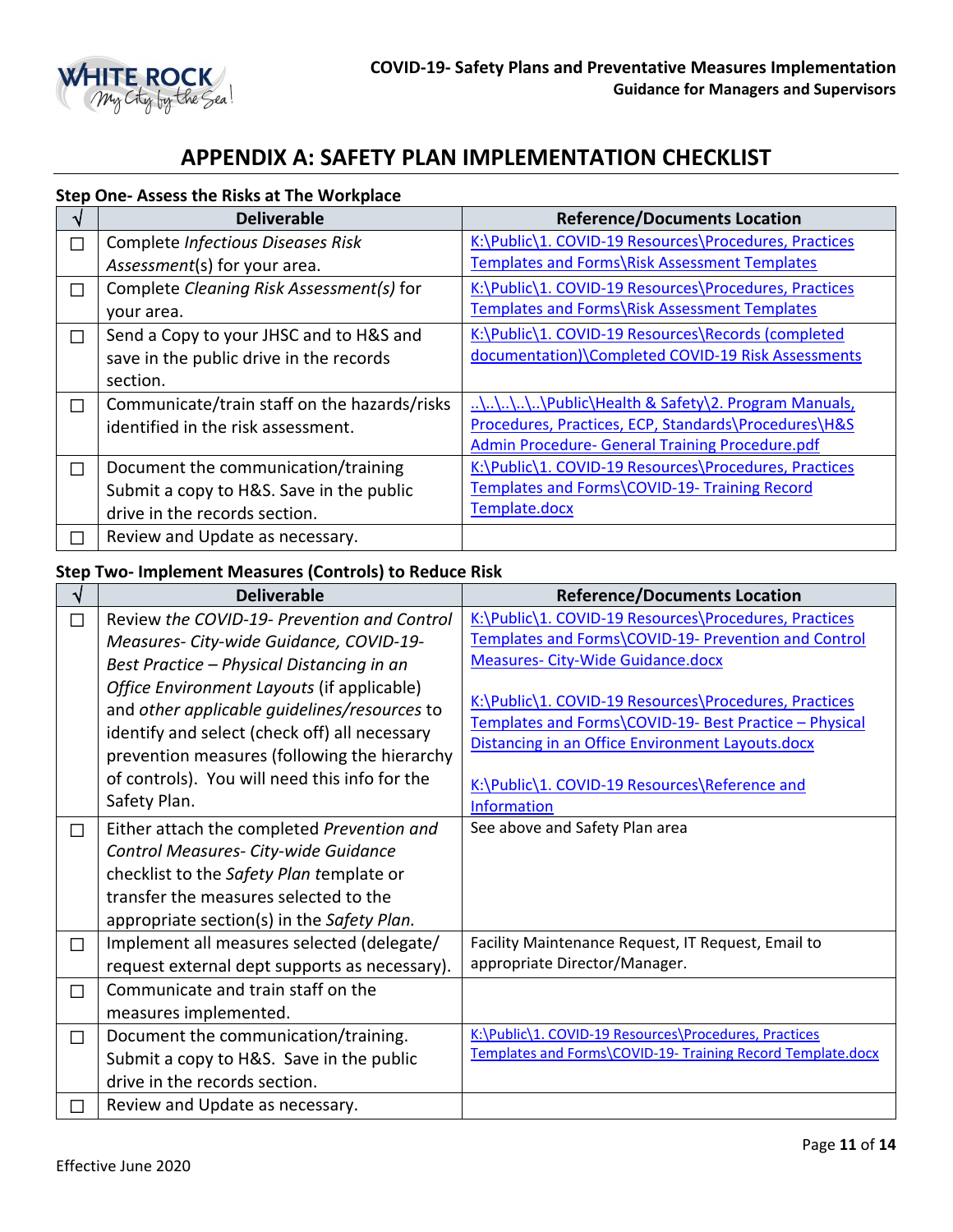# APPENDIX A: SAFETY PLAN IMPLEMENTATION CHECKLIST

### Step One- Assess the Risks at The Workplace

| √ | Deliverable | Reference/Documents Location |
|---|---|---|
| ☐ | Complete *Infectious Diseases Risk Assessment*(s) for your area. | K:\Public\1. COVID-19 Resources\Procedures, Practices Templates and Forms\Risk Assessment Templates |
| ☐ | Complete *Cleaning Risk Assessment(s)* for your area. | K:\Public\1. COVID-19 Resources\Procedures, Practices Templates and Forms\Risk Assessment Templates |
| ☐ | Send a Copy to your JHSC and to H&S and save in the public drive in the records section. | K:\Public\1. COVID-19 Resources\Records (completed documentation)\Completed COVID-19 Risk Assessments |
| ☐ | Communicate/train staff on the hazards/risks identified in the risk assessment. | ..\..\..\..\Public\Health & Safety\2. Program Manuals, Procedures, Practices, ECP, Standards\Procedures\H&S Admin Procedure- General Training Procedure.pdf |
| ☐ | Document the communication/training Submit a copy to H&S. Save in the public drive in the records section. | K:\Public\1. COVID-19 Resources\Procedures, Practices Templates and Forms\COVID-19- Training Record Template.docx |
| ☐ | Review and Update as necessary. | |

### Step Two- Implement Measures (Controls) to Reduce Risk

| √ | Deliverable | Reference/Documents Location |
|---|---|---|
| ☐ | Review *the COVID-19- Prevention and Control Measures- City-wide Guidance, COVID-19- Best Practice – Physical Distancing in an Office Environment Layouts* (if applicable) and *other applicable guidelines/resources* to identify and select (check off) all necessary prevention measures (following the hierarchy of controls). You will need this info for the Safety Plan. | K:\Public\1. COVID-19 Resources\Procedures, Practices Templates and Forms\COVID-19- Prevention and Control Measures- City-Wide Guidance.docx<br><br>K:\Public\1. COVID-19 Resources\Procedures, Practices Templates and Forms\COVID-19- Best Practice – Physical Distancing in an Office Environment Layouts.docx<br><br>K:\Public\1. COVID-19 Resources\Reference and Information |
| ☐ | Either attach the completed *Prevention and Control Measures- City-wide Guidance* checklist to the *Safety Plan* template or transfer the measures selected to the appropriate section(s) in the *Safety Plan.* | See above and Safety Plan area |
| ☐ | Implement all measures selected (delegate/ request external dept supports as necessary). | Facility Maintenance Request, IT Request, Email to appropriate Director/Manager. |
| ☐ | Communicate and train staff on the measures implemented. | |
| ☐ | Document the communication/training. Submit a copy to H&S. Save in the public drive in the records section. | K:\Public\1. COVID-19 Resources\Procedures, Practices Templates and Forms\COVID-19- Training Record Template.docx |
| ☐ | Review and Update as necessary. | |

Effective June 2020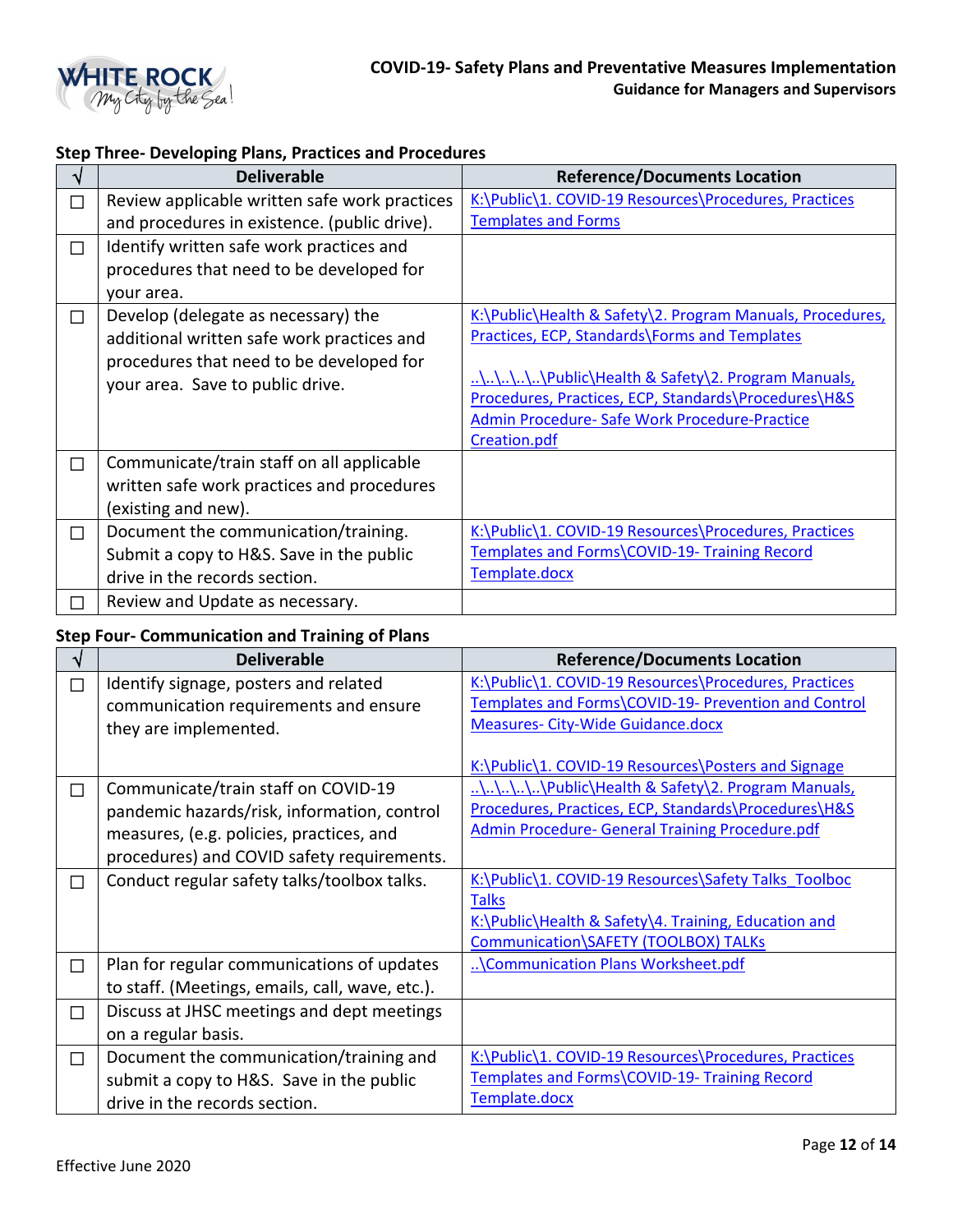### Step Three- Developing Plans, Practices and Procedures

| √ | Deliverable | Reference/Documents Location |
|---|---|---|
| ☐ | Review applicable written safe work practices and procedures in existence. (public drive). | K:\Public\1. COVID-19 Resources\Procedures, Practices Templates and Forms |
| ☐ | Identify written safe work practices and procedures that need to be developed for your area. | |
| ☐ | Develop (delegate as necessary) the additional written safe work practices and procedures that need to be developed for your area. Save to public drive. | K:\Public\Health & Safety\2. Program Manuals, Procedures, Practices, ECP, Standards\Forms and Templates<br><br>..\..\..\..\..\Public\Health & Safety\2. Program Manuals, Procedures, Practices, ECP, Standards\Procedures\H&S Admin Procedure- Safe Work Procedure-Practice Creation.pdf |
| ☐ | Communicate/train staff on all applicable written safe work practices and procedures (existing and new). | |
| ☐ | Document the communication/training. Submit a copy to H&S. Save in the public drive in the records section. | K:\Public\1. COVID-19 Resources\Procedures, Practices Templates and Forms\COVID-19- Training Record Template.docx |
| ☐ | Review and Update as necessary. | |

### Step Four- Communication and Training of Plans

| √ | Deliverable | Reference/Documents Location |
|---|---|---|
| ☐ | Identify signage, posters and related communication requirements and ensure they are implemented. | K:\Public\1. COVID-19 Resources\Procedures, Practices Templates and Forms\COVID-19- Prevention and Control Measures- City-Wide Guidance.docx<br><br>K:\Public\1. COVID-19 Resources\Posters and Signage |
| ☐ | Communicate/train staff on COVID-19 pandemic hazards/risk, information, control measures, (e.g. policies, practices, and procedures) and COVID safety requirements. | ..\..\..\..\..\Public\Health & Safety\2. Program Manuals, Procedures, Practices, ECP, Standards\Procedures\H&S Admin Procedure- General Training Procedure.pdf |
| ☐ | Conduct regular safety talks/toolbox talks. | K:\Public\1. COVID-19 Resources\Safety Talks_Toolboc Talks<br>K:\Public\Health & Safety\4. Training, Education and Communication\SAFETY (TOOLBOX) TALKS |
| ☐ | Plan for regular communications of updates to staff. (Meetings, emails, call, wave, etc.). | ..\Communication Plans Worksheet.pdf |
| ☐ | Discuss at JHSC meetings and dept meetings on a regular basis. | |
| ☐ | Document the communication/training and submit a copy to H&S. Save in the public drive in the records section. | K:\Public\1. COVID-19 Resources\Procedures, Practices Templates and Forms\COVID-19- Training Record Template.docx |

Effective June 2020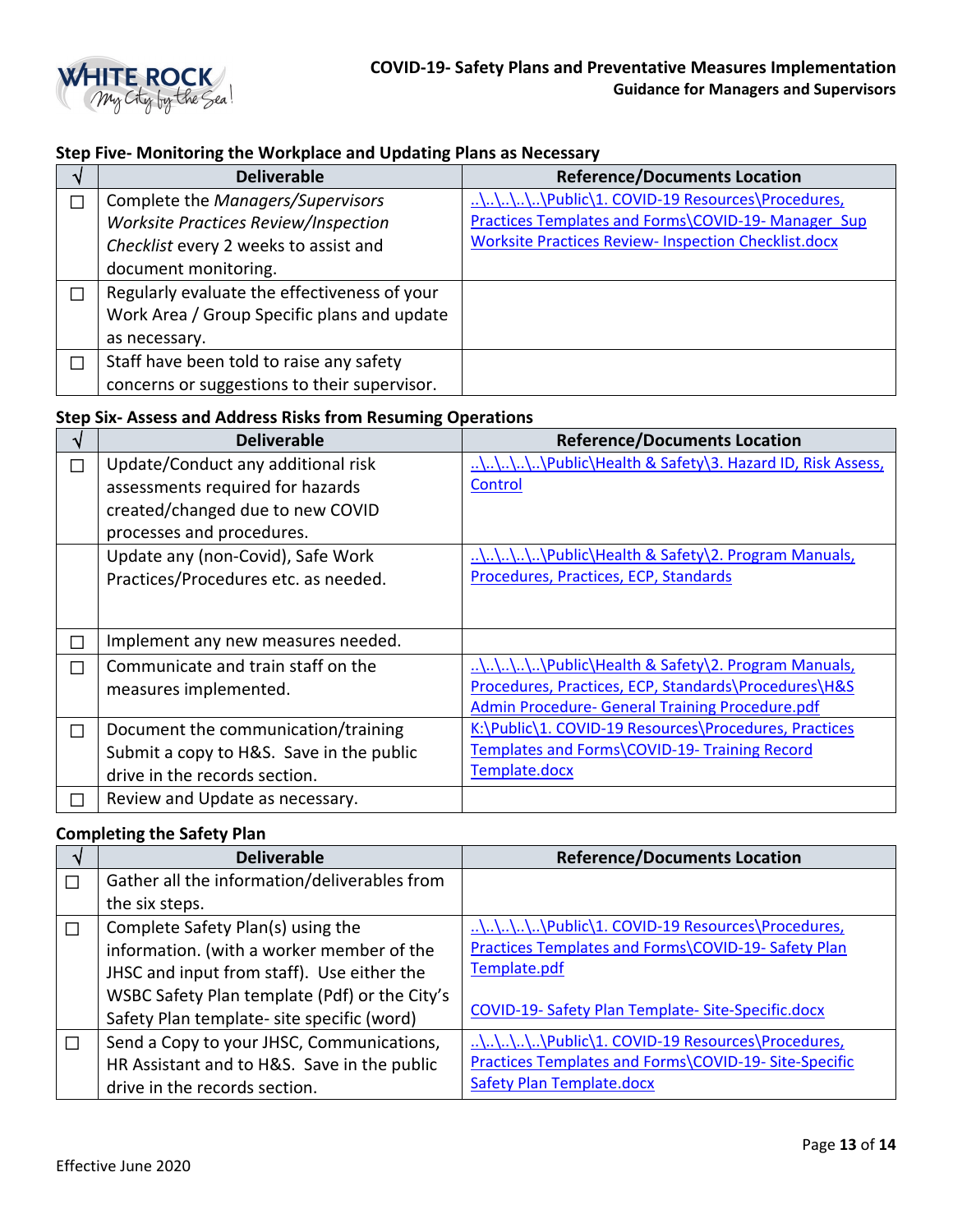### Step Five- Monitoring the Workplace and Updating Plans as Necessary

| √ | Deliverable | Reference/Documents Location |
|---|---|---|
| ☐ | Complete the *Managers/Supervisors Worksite Practices Review/Inspection Checklist* every 2 weeks to assist and document monitoring. | ..\..\..\..\..\Public\1. COVID-19 Resources\Procedures, Practices Templates and Forms\COVID-19- Manager_Sup Worksite Practices Review- Inspection Checklist.docx |
| ☐ | Regularly evaluate the effectiveness of your Work Area / Group Specific plans and update as necessary. | |
| ☐ | Staff have been told to raise any safety concerns or suggestions to their supervisor. | |

### Step Six- Assess and Address Risks from Resuming Operations

| √ | Deliverable | Reference/Documents Location |
|---|---|---|
| ☐ | Update/Conduct any additional risk assessments required for hazards created/changed due to new COVID processes and procedures. | ..\..\..\..\..\Public\Health & Safety\3. Hazard ID, Risk Assess, Control |
| | Update any (non-Covid), Safe Work Practices/Procedures etc. as needed. | ..\..\..\..\..\Public\Health & Safety\2. Program Manuals, Procedures, Practices, ECP, Standards |
| ☐ | Implement any new measures needed. | |
| ☐ | Communicate and train staff on the measures implemented. | ..\..\..\..\..\Public\Health & Safety\2. Program Manuals, Procedures, Practices, ECP, Standards\Procedures\H&S Admin Procedure- General Training Procedure.pdf |
| ☐ | Document the communication/training Submit a copy to H&S. Save in the public drive in the records section. | K:\Public\1. COVID-19 Resources\Procedures, Practices Templates and Forms\COVID-19- Training Record Template.docx |
| ☐ | Review and Update as necessary. | |

### Completing the Safety Plan

| √ | Deliverable | Reference/Documents Location |
|---|---|---|
| ☐ | Gather all the information/deliverables from the six steps. | |
| ☐ | Complete Safety Plan(s) using the information. (with a worker member of the JHSC and input from staff). Use either the WSBC Safety Plan template (Pdf) or the City's Safety Plan template- site specific (word) | ..\..\..\..\..\Public\1. COVID-19 Resources\Procedures, Practices Templates and Forms\COVID-19- Safety Plan Template.pdf<br><br>COVID-19- Safety Plan Template- Site-Specific.docx |
| ☐ | Send a Copy to your JHSC, Communications, HR Assistant and to H&S. Save in the public drive in the records section. | ..\..\..\..\..\Public\1. COVID-19 Resources\Procedures, Practices Templates and Forms\COVID-19- Site-Specific Safety Plan Template.docx |

Effective June 2020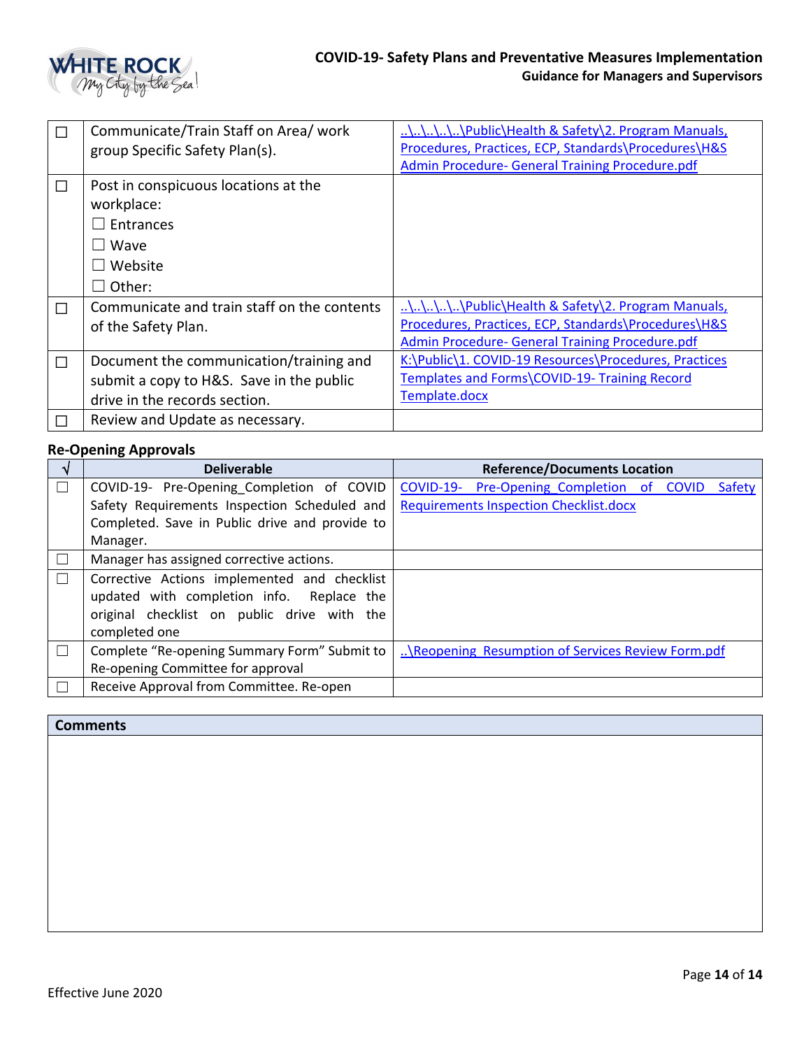| | | |
|---|---|---|
| ☐ | Communicate/Train Staff on Area/ work group Specific Safety Plan(s). | ..\..\..\..\..\Public\Health & Safety\2. Program Manuals, Procedures, Practices, ECP, Standards\Procedures\H&S Admin Procedure- General Training Procedure.pdf |
| ☐ | Post in conspicuous locations at the workplace:<br>☐ Entrances<br>☐ Wave<br>☐ Website<br>☐ Other: | |
| ☐ | Communicate and train staff on the contents of the Safety Plan. | ..\..\..\..\..\Public\Health & Safety\2. Program Manuals, Procedures, Practices, ECP, Standards\Procedures\H&S Admin Procedure- General Training Procedure.pdf |
| ☐ | Document the communication/training and submit a copy to H&S. Save in the public drive in the records section. | K:\Public\1. COVID-19 Resources\Procedures, Practices Templates and Forms\COVID-19- Training Record Template.docx |
| ☐ | Review and Update as necessary. | |

## Re-Opening Approvals

| √ | Deliverable | Reference/Documents Location |
|---|---|---|
| ☐ | COVID-19- Pre-Opening_Completion of COVID Safety Requirements Inspection Scheduled and Completed. Save in Public drive and provide to Manager. | COVID-19- Pre-Opening_Completion of COVID Safety Requirements Inspection Checklist.docx |
| ☐ | Manager has assigned corrective actions. | |
| ☐ | Corrective Actions implemented and checklist updated with completion info. Replace the original checklist on public drive with the completed one | |
| ☐ | Complete "Re-opening Summary Form" Submit to Re-opening Committee for approval | ..\Reopening_Resumption of Services Review Form.pdf |
| ☐ | Receive Approval from Committee. Re-open | |

| Comments |
|---|
| |

Effective June 2020